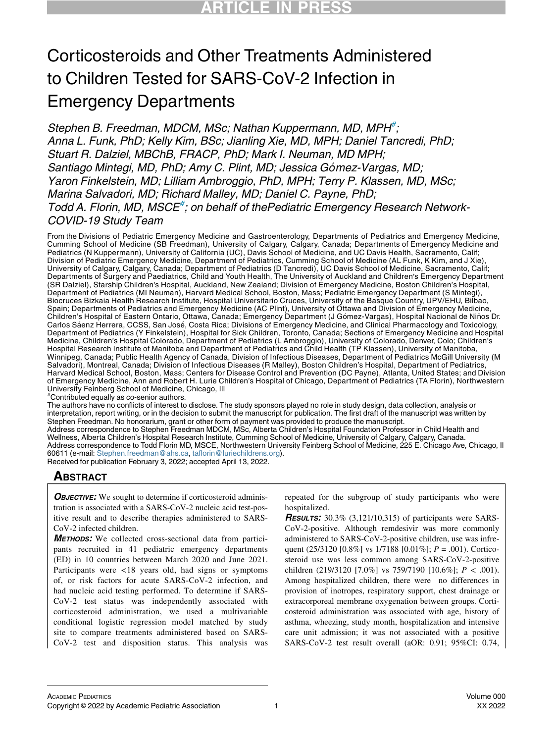# Corticosteroids and Other Treatments Administered to Children Tested for SARS-CoV-2 Infection in Emergency Departments

*Stephen B. Freedman, MDCM, MSc; Nathan Kuppermann, MD, MPH[#]; Anna L. Funk, PhD; Kelly Kim, BSc; Jianling Xie, MD, MPH; Daniel Tancredi, PhD; Stuart R. Dalziel, MBChB, FRACP, PhD; Mark I. Neuman, MD MPH; Santiago Mintegi, MD, PhD; Amy C. Plint, MD; Jessica Gómez-Vargas, MD; Yaron Finkelstein, MD; Lilliam Ambroggio, PhD, MPH; Terry P. Klassen, MD, MSc; Marina Salvadori, MD; Richard Malley, MD; Daniel C. Payne, PhD; Todd A. Florin, MD, MSCE[#]; on behalf of thePediatric Emergency Research Network-COVID-19 Study Team*

From the Divisions of Pediatric Emergency Medicine and Gastroenterology, Departments of Pediatrics and Emergency Medicine, Cumming School of Medicine (SB Freedman), University of Calgary, Calgary, Canada; Departments of Emergency Medicine and Pediatrics (N Kuppermann), University of California (UC), Davis School of Medicine, and UC Davis Health, Sacramento, Calif; Division of Pediatric Emergency Medicine, Department of Pediatrics, Cumming School of Medicine (AL Funk, K Kim, and J Xie), University of Calgary, Calgary, Canada; Department of Pediatrics (D Tancredi), UC Davis School of Medicine, Sacramento, Calif; Departments of Surgery and Paediatrics, Child and Youth Health, The University of Auckland and Children's Emergency Department (SR Dalziel), Starship Children's Hospital, Auckland, New Zealand; Division of Emergency Medicine, Boston Children's Hospital, Department of Pediatrics (MI Neuman), Harvard Medical School, Boston, Mass; Pediatric Emergency Department (S Mintegi), Biocruces Bizkaia Health Research Institute, Hospital Universitario Cruces, University of the Basque Country, UPV/EHU, Bilbao, Spain; Departments of Pediatrics and Emergency Medicine (AC Plint), University of Ottawa and Division of Emergency Medicine, Children's Hospital of Eastern Ontario, Ottawa, Canada; Emergency Department (J Gómez-Vargas), Hospital Nacional de Niños Dr. Carlos Sáenz Herrera, CCSS, San José, Costa Rica; Divisions of Emergency Medicine, and Clinical Pharmacology and Toxicology, Department of Pediatrics (Y Finkelstein), Hospital for Sick Children, Toronto, Canada; Sections of Emergency Medicine and Hospital Medicine, Children's Hospital Colorado, Department of Pediatrics (L Ambroggio), University of Colorado, Denver, Colo; Children's Hospital Research Institute of Manitoba and Department of Pediatrics and Child Health (TP Klassen), University of Manitoba, Winnipeg, Canada; Public Health Agency of Canada, Division of Infectious Diseases, Department of Pediatrics McGill University (M Salvadori), Montreal, Canada; Division of Infectious Diseases (R Malley), Boston Children's Hospital, Department of Pediatrics, Harvard Medical School, Boston, Mass; Centers for Disease Control and Prevention (DC Payne), Atlanta, United States; and Division of Emergency Medicine, Ann and Robert H. Lurie Children's Hospital of Chicago, Department of Pediatrics (TA Florin), Northwestern University Feinberg School of Medicine, Chicago, Ill

[#]Contributed equally as co-senior authors.

The authors have no conflicts of interest to disclose. The study sponsors played no role in study design, data collection, analysis or interpretation, report writing, or in the decision to submit the manuscript for publication. The first draft of the manuscript was written by Stephen Freedman. No honorarium, grant or other form of payment was provided to produce the manuscript.

Address correspondence to Stephen Freedman MDCM, MSc, Alberta Children's Hospital Foundation Professor in Child Health and Wellness, Alberta Children's Hospital Research Institute, Cumming School of Medicine, University of Calgary, Calgary, Canada. Address correspondence to Todd Florin MD, MSCE, Northwestern University Feinberg School of Medicine, 225 E. Chicago Ave, Chicago, Il 60611 (e-mail: Stephen.freedman@ahs.ca, taflorin@luriechildrens.org).

Received for publication February 3, 2022; accepted April 13, 2022.

## Abstract

***Objective:*** We sought to determine if corticosteroid administration is associated with a SARS-CoV-2 nucleic acid test-positive result and to describe therapies administered to SARS-CoV-2 infected children.

***Methods:*** We collected cross-sectional data from participants recruited in 41 pediatric emergency departments (ED) in 10 countries between March 2020 and June 2021. Participants were <18 years old, had signs or symptoms of, or risk factors for acute SARS-CoV-2 infection, and had nucleic acid testing performed. To determine if SARS-CoV-2 test status was independently associated with corticosteroid administration, we used a multivariable conditional logistic regression model matched by study site to compare treatments administered based on SARS-CoV-2 test and disposition status. This analysis was repeated for the subgroup of study participants who were hospitalized.

***Results:*** 30.3% (3,121/10,315) of participants were SARS-CoV-2-positive. Although remdesivir was more commonly administered to SARS-CoV-2-positive children, use was infrequent (25/3120 [0.8%] vs 1/7188 [0.01%]; $P = .001$). Corticosteroid use was less common among SARS-CoV-2-positive children (219/3120 [7.0%] vs 759/7190 [10.6%]; $P < .001$). Among hospitalized children, there were no differences in provision of inotropes, respiratory support, chest drainage or extracorporeal membrane oxygenation between groups. Corticosteroid administration was associated with age, history of asthma, wheezing, study month, hospitalization and intensive care unit admission; it was not associated with a positive SARS-CoV-2 test result overall (aOR: 0.91; 95%CI: 0.74,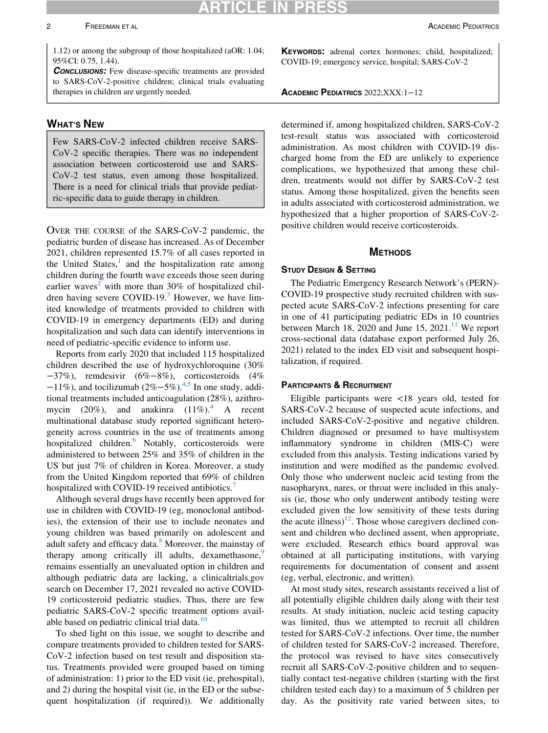1.12) or among the subgroup of those hospitalized (aOR: 1.04; 95%CI: 0.75, 1.44).

***Conclusions:*** Few disease-specific treatments are provided to SARS-CoV-2-positive children; clinical trials evaluating therapies in children are urgently needed.

**Keywords:** adrenal cortex hormones; child, hospitalized; COVID-19; emergency service, hospital; SARS-CoV-2

## What's New

Few SARS-CoV-2 infected children receive SARS-CoV-2 specific therapies. There was no independent association between corticosteroid use and SARS-CoV-2 test status, even among those hospitalized. There is a need for clinical trials that provide pediatric-specific data to guide therapy in children.

Over the course of the SARS-CoV-2 pandemic, the pediatric burden of disease has increased. As of December 2021, children represented 15.7% of all cases reported in the United States,[1] and the hospitalization rate among children during the fourth wave exceeds those seen during earlier waves[2] with more than 30% of hospitalized children having severe COVID-19.[3] However, we have limited knowledge of treatments provided to children with COVID-19 in emergency departments (ED) and during hospitalization and such data can identify interventions in need of pediatric-specific evidence to inform use.

Reports from early 2020 that included 115 hospitalized children described the use of hydroxychloroquine (30%−37%), remdesivir (6%−8%), corticosteroids (4%−11%), and tocilizumab (2%−5%).[4,5] In one study, additional treatments included anticoagulation (28%), azithromycin (20%), and anakinra (11%).[4] A recent multinational database study reported significant heterogeneity across countries in the use of treatments among hospitalized children.[6] Notably, corticosteroids were administered to between 25% and 35% of children in the US but just 7% of children in Korea. Moreover, a study from the United Kingdom reported that 69% of children hospitalized with COVID-19 received antibiotics.[7]

Although several drugs have recently been approved for use in children with COVID-19 (eg, monoclonal antibodies), the extension of their use to include neonates and young children was based primarily on adolescent and adult safety and efficacy data.[8] Moreover, the mainstay of therapy among critically ill adults, dexamethasone,[9] remains essentially an unevaluated option in children and although pediatric data are lacking, a clinicaltrials.gov search on December 17, 2021 revealed no active COVID-19 corticosteroid pediatric studies. Thus, there are few pediatric SARS-CoV-2 specific treatment options available based on pediatric clinical trial data.[10]

To shed light on this issue, we sought to describe and compare treatments provided to children tested for SARS-CoV-2 infection based on test result and disposition status. Treatments provided were grouped based on timing of administration: 1) prior to the ED visit (ie, prehospital), and 2) during the hospital visit (ie, in the ED or the subsequent hospitalization (if required)). We additionally determined if, among hospitalized children, SARS-CoV-2 test-result status was associated with corticosteroid administration. As most children with COVID-19 discharged home from the ED are unlikely to experience complications, we hypothesized that among these children, treatments would not differ by SARS-CoV-2 test status. Among those hospitalized, given the benefits seen in adults associated with corticosteroid administration, we hypothesized that a higher proportion of SARS-CoV-2-positive children would receive corticosteroids.

## Methods

### Study Design & Setting

The Pediatric Emergency Research Network's (PERN)-COVID-19 prospective study recruited children with suspected acute SARS-CoV-2 infections presenting for care in one of 41 participating pediatric EDs in 10 countries between March 18, 2020 and June 15, 2021.[11] We report cross-sectional data (database export performed July 26, 2021) related to the index ED visit and subsequent hospitalization, if required.

### Participants & Recruitment

Eligible participants were <18 years old, tested for SARS-CoV-2 because of suspected acute infections, and included SARS-CoV-2-positive and negative children. Children diagnosed or presumed to have multisystem inflammatory syndrome in children (MIS-C) were excluded from this analysis. Testing indications varied by institution and were modified as the pandemic evolved. Only those who underwent nucleic acid testing from the nasopharynx, nares, or throat were included in this analysis (ie, those who only underwent antibody testing were excluded given the low sensitivity of these tests during the acute illness)[12]. Those whose caregivers declined consent and children who declined assent, when appropriate, were excluded. Research ethics board approval was obtained at all participating institutions, with varying requirements for documentation of consent and assent (eg, verbal, electronic, and written).

At most study sites, research assistants received a list of all potentially eligible children daily along with their test results. At study initiation, nucleic acid testing capacity was limited, thus we attempted to recruit all children tested for SARS-CoV-2 infections. Over time, the number of children tested for SARS-CoV-2 increased. Therefore, the protocol was revised to have sites consecutively recruit all SARS-CoV-2-positive children and to sequentially contact test-negative children (starting with the first children tested each day) to a maximum of 5 children per day. As the positivity rate varied between sites, to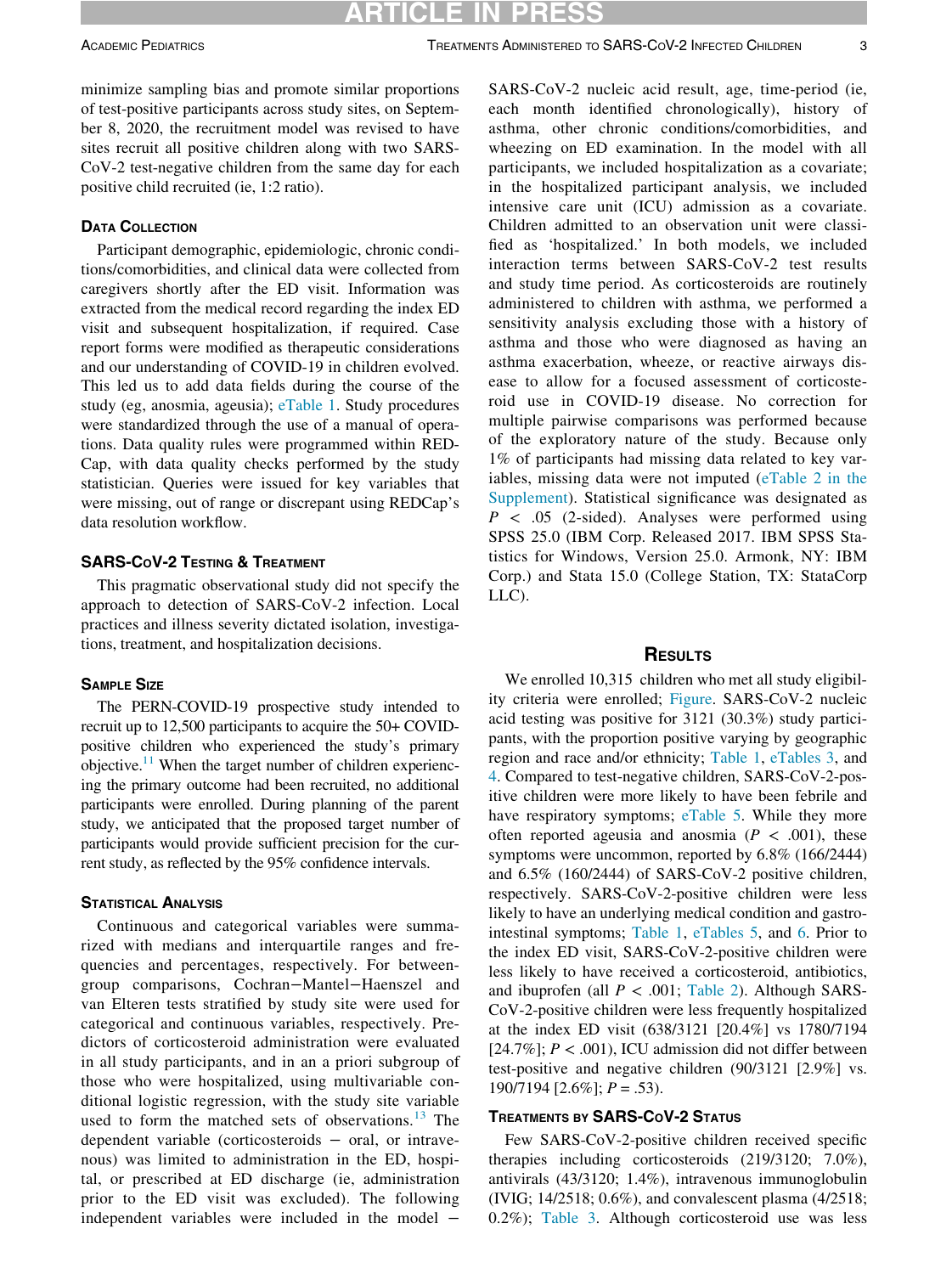minimize sampling bias and promote similar proportions of test-positive participants across study sites, on September 8, 2020, the recruitment model was revised to have sites recruit all positive children along with two SARS-CoV-2 test-negative children from the same day for each positive child recruited (ie, 1:2 ratio).

## Data Collection

Participant demographic, epidemiologic, chronic conditions/comorbidities, and clinical data were collected from caregivers shortly after the ED visit. Information was extracted from the medical record regarding the index ED visit and subsequent hospitalization, if required. Case report forms were modified as therapeutic considerations and our understanding of COVID-19 in children evolved. This led us to add data fields during the course of the study (eg, anosmia, ageusia); eTable 1. Study procedures were standardized through the use of a manual of operations. Data quality rules were programmed within REDCap, with data quality checks performed by the study statistician. Queries were issued for key variables that were missing, out of range or discrepant using REDCap's data resolution workflow.

## SARS-CoV-2 Testing & Treatment

This pragmatic observational study did not specify the approach to detection of SARS-CoV-2 infection. Local practices and illness severity dictated isolation, investigations, treatment, and hospitalization decisions.

## Sample Size

The PERN-COVID-19 prospective study intended to recruit up to 12,500 participants to acquire the 50+ COVID-positive children who experienced the study's primary objective.[11] When the target number of children experiencing the primary outcome had been recruited, no additional participants were enrolled. During planning of the parent study, we anticipated that the proposed target number of participants would provide sufficient precision for the current study, as reflected by the 95% confidence intervals.

## Statistical Analysis

Continuous and categorical variables were summarized with medians and interquartile ranges and frequencies and percentages, respectively. For between-group comparisons, Cochran−Mantel−Haenszel and van Elteren tests stratified by study site were used for categorical and continuous variables, respectively. Predictors of corticosteroid administration were evaluated in all study participants, and in an a priori subgroup of those who were hospitalized, using multivariable conditional logistic regression, with the study site variable used to form the matched sets of observations.[13] The dependent variable (corticosteroids − oral, or intravenous) was limited to administration in the ED, hospital, or prescribed at ED discharge (ie, administration prior to the ED visit was excluded). The following independent variables were included in the model − SARS-CoV-2 nucleic acid result, age, time-period (ie, each month identified chronologically), history of asthma, other chronic conditions/comorbidities, and wheezing on ED examination. In the model with all participants, we included hospitalization as a covariate; in the hospitalized participant analysis, we included intensive care unit (ICU) admission as a covariate. Children admitted to an observation unit were classified as 'hospitalized.' In both models, we included interaction terms between SARS-CoV-2 test results and study time period. As corticosteroids are routinely administered to children with asthma, we performed a sensitivity analysis excluding those with a history of asthma and those who were diagnosed as having an asthma exacerbation, wheeze, or reactive airways disease to allow for a focused assessment of corticosteroid use in COVID-19 disease. No correction for multiple pairwise comparisons was performed because of the exploratory nature of the study. Because only 1% of participants had missing data related to key variables, missing data were not imputed (eTable 2 in the Supplement). Statistical significance was designated as $P < .05$ (2-sided). Analyses were performed using SPSS 25.0 (IBM Corp. Released 2017. IBM SPSS Statistics for Windows, Version 25.0. Armonk, NY: IBM Corp.) and Stata 15.0 (College Station, TX: StataCorp LLC).

# Results

We enrolled 10,315 children who met all study eligibility criteria were enrolled; Figure. SARS-CoV-2 nucleic acid testing was positive for 3121 (30.3%) study participants, with the proportion positive varying by geographic region and race and/or ethnicity; Table 1, eTables 3, and 4. Compared to test-negative children, SARS-CoV-2-positive children were more likely to have been febrile and have respiratory symptoms; eTable 5. While they more often reported ageusia and anosmia ($P < .001$), these symptoms were uncommon, reported by 6.8% (166/2444) and 6.5% (160/2444) of SARS-CoV-2 positive children, respectively. SARS-CoV-2-positive children were less likely to have an underlying medical condition and gastrointestinal symptoms; Table 1, eTables 5, and 6. Prior to the index ED visit, SARS-CoV-2-positive children were less likely to have received a corticosteroid, antibiotics, and ibuprofen (all $P < .001$; Table 2). Although SARS-CoV-2-positive children were less frequently hospitalized at the index ED visit (638/3121 [20.4%] vs 1780/7194 [24.7%]; $P < .001$), ICU admission did not differ between test-positive and negative children (90/3121 [2.9%] vs. 190/7194 [2.6%]; $P = .53$).

## Treatments by SARS-CoV-2 Status

Few SARS-CoV-2-positive children received specific therapies including corticosteroids (219/3120; 7.0%), antivirals (43/3120; 1.4%), intravenous immunoglobulin (IVIG; 14/2518; 0.6%), and convalescent plasma (4/2518; 0.2%); Table 3. Although corticosteroid use was less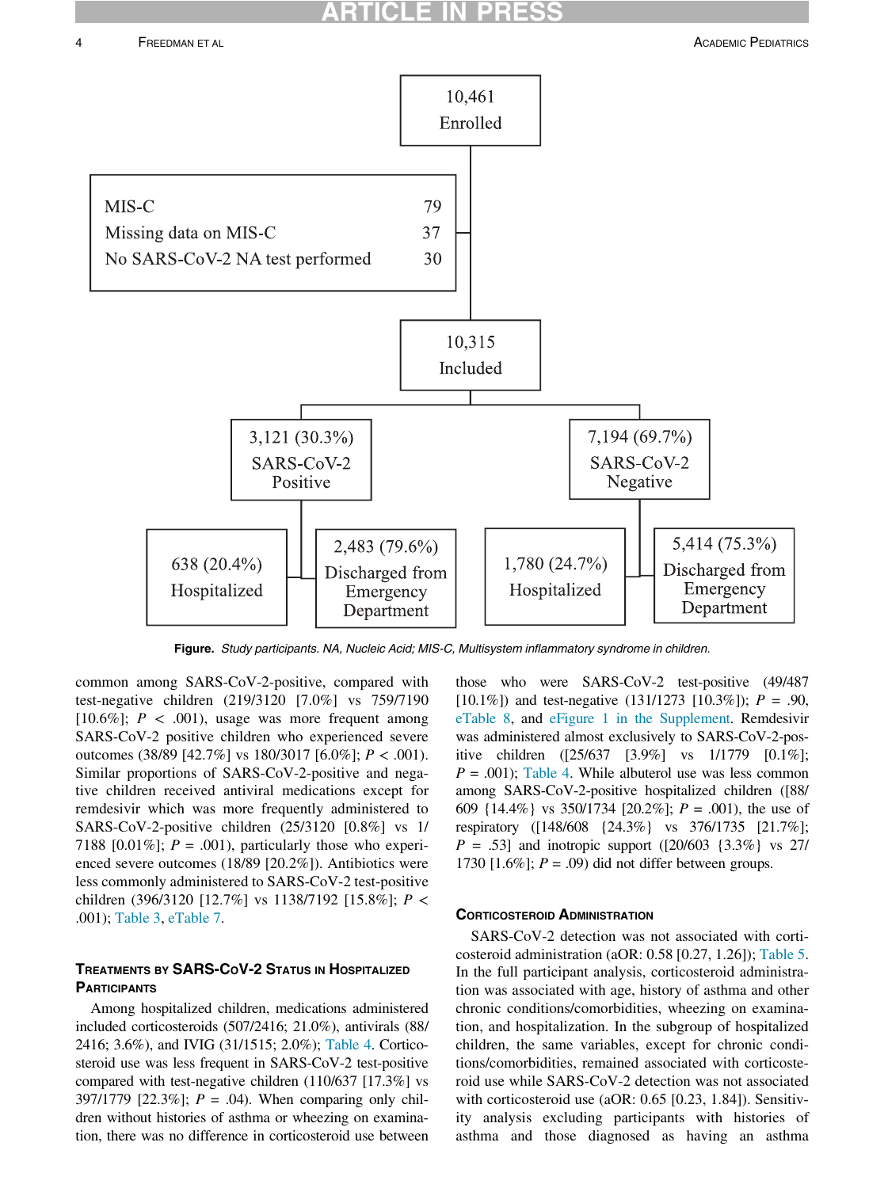10,461
Enrolled

| | |
|---|---|
| MIS-C | 79 |
| Missing data on MIS-C | 37 |
| No SARS-CoV-2 NA test performed | 30 |

10,315
Included

3,121 (30.3%)
SARS-CoV-2
Positive

7,194 (69.7%)
SARS-CoV-2
Negative

638 (20.4%)
Hospitalized

2,483 (79.6%)
Discharged from
Emergency
Department

1,780 (24.7%)
Hospitalized

5,414 (75.3%)
Discharged from
Emergency
Department

**Figure.** *Study participants. NA, Nucleic Acid; MIS-C, Multisystem inflammatory syndrome in children.*

common among SARS-CoV-2-positive, compared with test-negative children (219/3120 [7.0%] vs 759/7190 [10.6%]; $P < .001$), usage was more frequent among SARS-CoV-2 positive children who experienced severe outcomes (38/89 [42.7%] vs 180/3017 [6.0%]; $P < .001$). Similar proportions of SARS-CoV-2-positive and negative children received antiviral medications except for remdesivir which was more frequently administered to SARS-CoV-2-positive children (25/3120 [0.8%] vs 1/7188 [0.01%]; $P = .001$), particularly those who experienced severe outcomes (18/89 [20.2%]). Antibiotics were less commonly administered to SARS-CoV-2 test-positive children (396/3120 [12.7%] vs 1138/7192 [15.8%]; $P < .001$); Table 3, eTable 7.

## Treatments by SARS-CoV-2 Status in Hospitalized Participants

Among hospitalized children, medications administered included corticosteroids (507/2416; 21.0%), antivirals (88/2416; 3.6%), and IVIG (31/1515; 2.0%); Table 4. Corticosteroid use was less frequent in SARS-CoV-2 test-positive compared with test-negative children (110/637 [17.3%] vs 397/1779 [22.3%]; $P = .04$). When comparing only children without histories of asthma or wheezing on examination, there was no difference in corticosteroid use between those who were SARS-CoV-2 test-positive (49/487 [10.1%]) and test-negative (131/1273 [10.3%]); $P = .90$, eTable 8, and eFigure 1 in the Supplement. Remdesivir was administered almost exclusively to SARS-CoV-2-positive children ([25/637 [3.9%] vs 1/1779 [0.1%]; $P = .001$); Table 4. While albuterol use was less common among SARS-CoV-2-positive hospitalized children ([88/609 {14.4%} vs 350/1734 [20.2%]; $P = .001$), the use of respiratory ([148/608 {24.3%} vs 376/1735 [21.7%]; $P = .53$] and inotropic support ([20/603 {3.3%} vs 27/1730 [1.6%]; $P = .09$) did not differ between groups.

## Corticosteroid Administration

SARS-CoV-2 detection was not associated with corticosteroid administration (aOR: 0.58 [0.27, 1.26]); Table 5. In the full participant analysis, corticosteroid administration was associated with age, history of asthma and other chronic conditions/comorbidities, wheezing on examination, and hospitalization. In the subgroup of hospitalized children, the same variables, except for chronic conditions/comorbidities, remained associated with corticosteroid use while SARS-CoV-2 detection was not associated with corticosteroid use (aOR: 0.65 [0.23, 1.84]). Sensitivity analysis excluding participants with histories of asthma and those diagnosed as having an asthma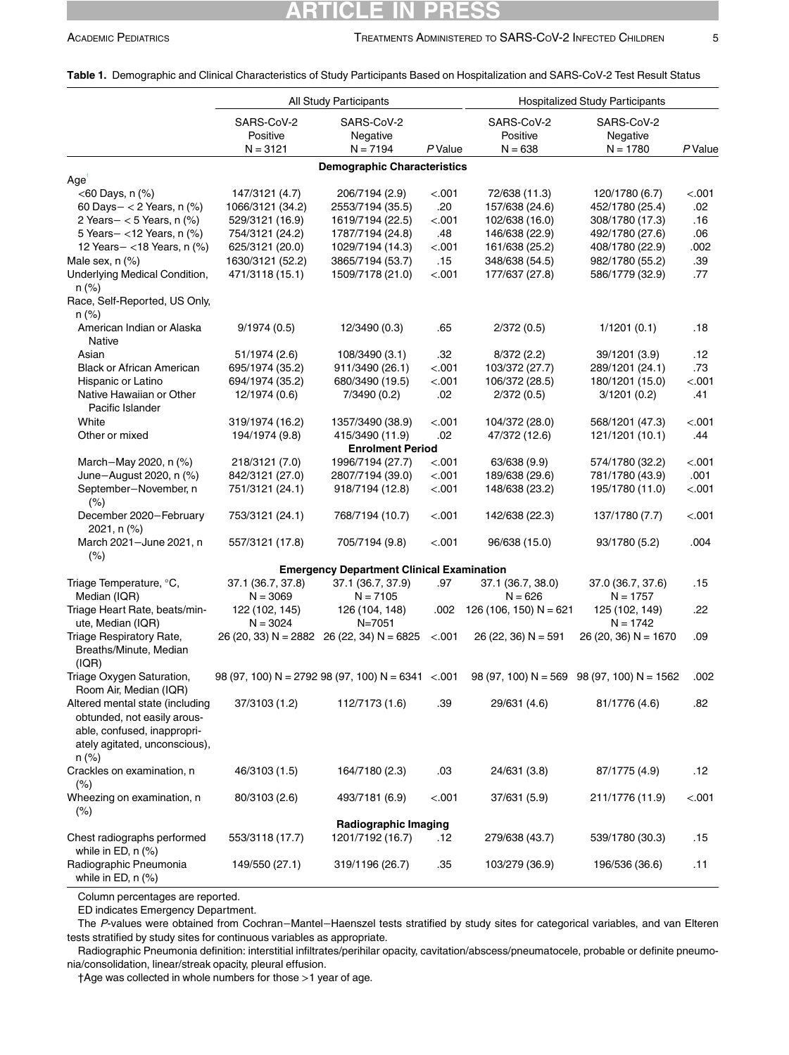**Table 1.** Demographic and Clinical Characteristics of Study Participants Based on Hospitalization and SARS-CoV-2 Test Result Status

| | All Study Participants | | | Hospitalized Study Participants | | |
|---|---|---|---|---|---|---|
| | SARS-CoV-2 Positive N = 3121 | SARS-CoV-2 Negative N = 7194 | P Value | SARS-CoV-2 Positive N = 638 | SARS-CoV-2 Negative N = 1780 | P Value |
| **Demographic Characteristics** | | | | | | |
| Age† | | | | | | |
| <60 Days, n (%) | 147/3121 (4.7) | 206/7194 (2.9) | <.001 | 72/638 (11.3) | 120/1780 (6.7) | <.001 |
| 60 Days− < 2 Years, n (%) | 1066/3121 (34.2) | 2553/7194 (35.5) | .20 | 157/638 (24.6) | 452/1780 (25.4) | .02 |
| 2 Years− < 5 Years, n (%) | 529/3121 (16.9) | 1619/7194 (22.5) | <.001 | 102/638 (16.0) | 308/1780 (17.3) | .16 |
| 5 Years− <12 Years, n (%) | 754/3121 (24.2) | 1787/7194 (24.8) | .48 | 146/638 (22.9) | 492/1780 (27.6) | .06 |
| 12 Years− <18 Years, n (%) | 625/3121 (20.0) | 1029/7194 (14.3) | <.001 | 161/638 (25.2) | 408/1780 (22.9) | .002 |
| Male sex, n (%) | 1630/3121 (52.2) | 3865/7194 (53.7) | .15 | 348/638 (54.5) | 982/1780 (55.2) | .39 |
| Underlying Medical Condition, n (%) | 471/3118 (15.1) | 1509/7178 (21.0) | <.001 | 177/637 (27.8) | 586/1779 (32.9) | .77 |
| Race, Self-Reported, US Only, n (%) | | | | | | |
| American Indian or Alaska Native | 9/1974 (0.5) | 12/3490 (0.3) | .65 | 2/372 (0.5) | 1/1201 (0.1) | .18 |
| Asian | 51/1974 (2.6) | 108/3490 (3.1) | .32 | 8/372 (2.2) | 39/1201 (3.9) | .12 |
| Black or African American | 695/1974 (35.2) | 911/3490 (26.1) | <.001 | 103/372 (27.7) | 289/1201 (24.1) | .73 |
| Hispanic or Latino | 694/1974 (35.2) | 680/3490 (19.5) | <.001 | 106/372 (28.5) | 180/1201 (15.0) | <.001 |
| Native Hawaiian or Other Pacific Islander | 12/1974 (0.6) | 7/3490 (0.2) | .02 | 2/372 (0.5) | 3/1201 (0.2) | .41 |
| White | 319/1974 (16.2) | 1357/3490 (38.9) | <.001 | 104/372 (28.0) | 568/1201 (47.3) | <.001 |
| Other or mixed | 194/1974 (9.8) | 415/3490 (11.9) | .02 | 47/372 (12.6) | 121/1201 (10.1) | .44 |
| **Enrolment Period** | | | | | | |
| March−May 2020, n (%) | 218/3121 (7.0) | 1996/7194 (27.7) | <.001 | 63/638 (9.9) | 574/1780 (32.2) | <.001 |
| June−August 2020, n (%) | 842/3121 (27.0) | 2807/7194 (39.0) | <.001 | 189/638 (29.6) | 781/1780 (43.9) | .001 |
| September−November, n (%) | 751/3121 (24.1) | 918/7194 (12.8) | <.001 | 148/638 (23.2) | 195/1780 (11.0) | <.001 |
| December 2020−February 2021, n (%) | 753/3121 (24.1) | 768/7194 (10.7) | <.001 | 142/638 (22.3) | 137/1780 (7.7) | <.001 |
| March 2021−June 2021, n (%) | 557/3121 (17.8) | 705/7194 (9.8) | <.001 | 96/638 (15.0) | 93/1780 (5.2) | .004 |
| **Emergency Department Clinical Examination** | | | | | | |
| Triage Temperature, °C, Median (IQR) | 37.1 (36.7, 37.8) N = 3069 | 37.1 (36.7, 37.9) N = 7105 | .97 | 37.1 (36.7, 38.0) N = 626 | 37.0 (36.7, 37.6) N = 1757 | .15 |
| Triage Heart Rate, beats/minute, Median (IQR) | 122 (102, 145) N = 3024 | 126 (104, 148) N=7051 | .002 | 126 (106, 150) N = 621 | 125 (102, 149) N = 1742 | .22 |
| Triage Respiratory Rate, Breaths/Minute, Median (IQR) | 26 (20, 33) N = 2882 | 26 (22, 34) N = 6825 | <.001 | 26 (22, 36) N = 591 | 26 (20, 36) N = 1670 | .09 |
| Triage Oxygen Saturation, Room Air, Median (IQR) | 98 (97, 100) N = 2792 | 98 (97, 100) N = 6341 | <.001 | 98 (97, 100) N = 569 | 98 (97, 100) N = 1562 | .002 |
| Altered mental state (including obtunded, not easily arousable, confused, inappropriately agitated, unconscious), n (%) | 37/3103 (1.2) | 112/7173 (1.6) | .39 | 29/631 (4.6) | 81/1776 (4.6) | .82 |
| Crackles on examination, n (%) | 46/3103 (1.5) | 164/7180 (2.3) | .03 | 24/631 (3.8) | 87/1775 (4.9) | .12 |
| Wheezing on examination, n (%) | 80/3103 (2.6) | 493/7181 (6.9) | <.001 | 37/631 (5.9) | 211/1776 (11.9) | <.001 |
| **Radiographic Imaging** | | | | | | |
| Chest radiographs performed while in ED, n (%) | 553/3118 (17.7) | 1201/7192 (16.7) | .12 | 279/638 (43.7) | 539/1780 (30.3) | .15 |
| Radiographic Pneumonia while in ED, n (%) | 149/550 (27.1) | 319/1196 (26.7) | .35 | 103/279 (36.9) | 196/536 (36.6) | .11 |

Column percentages are reported.

ED indicates Emergency Department.

The *P*-values were obtained from Cochran−Mantel−Haenszel tests stratified by study sites for categorical variables, and van Elteren tests stratified by study sites for continuous variables as appropriate.

Radiographic Pneumonia definition: interstitial infiltrates/perihilar opacity, cavitation/abscess/pneumatocele, probable or definite pneumonia/consolidation, linear/streak opacity, pleural effusion.

†Age was collected in whole numbers for those >1 year of age.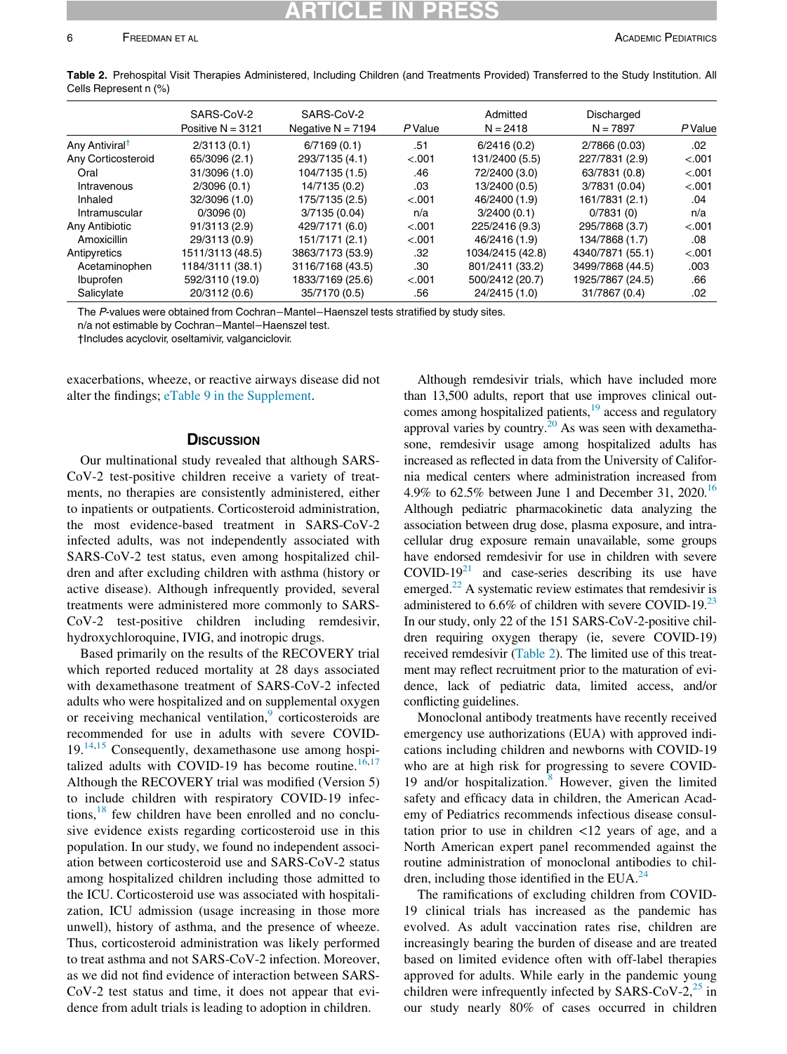**Table 2.** Prehospital Visit Therapies Administered, Including Children (and Treatments Provided) Transferred to the Study Institution. All Cells Represent n (%)

| | SARS-CoV-2 Positive N = 3121 | SARS-CoV-2 Negative N = 7194 | P Value | Admitted N = 2418 | Discharged N = 7897 | P Value |
|---|---|---|---|---|---|---|
| Any Antiviral† | 2/3113 (0.1) | 6/7169 (0.1) | .51 | 6/2416 (0.2) | 2/7866 (0.03) | .02 |
| Any Corticosteroid | 65/3096 (2.1) | 293/7135 (4.1) | <.001 | 131/2400 (5.5) | 227/7831 (2.9) | <.001 |
| Oral | 31/3096 (1.0) | 104/7135 (1.5) | .46 | 72/2400 (3.0) | 63/7831 (0.8) | <.001 |
| Intravenous | 2/3096 (0.1) | 14/7135 (0.2) | .03 | 13/2400 (0.5) | 3/7831 (0.04) | <.001 |
| Inhaled | 32/3096 (1.0) | 175/7135 (2.5) | <.001 | 46/2400 (1.9) | 161/7831 (2.1) | .04 |
| Intramuscular | 0/3096 (0) | 3/7135 (0.04) | n/a | 3/2400 (0.1) | 0/7831 (0) | n/a |
| Any Antibiotic | 91/3113 (2.9) | 429/7171 (6.0) | <.001 | 225/2416 (9.3) | 295/7868 (3.7) | <.001 |
| Amoxicillin | 29/3113 (0.9) | 151/7171 (2.1) | <.001 | 46/2416 (1.9) | 134/7868 (1.7) | .08 |
| Antipyretics | 1511/3113 (48.5) | 3863/7173 (53.9) | .32 | 1034/2415 (42.8) | 4340/7871 (55.1) | <.001 |
| Acetaminophen | 1184/3111 (38.1) | 3116/7168 (43.5) | .30 | 801/2411 (33.2) | 3499/7868 (44.5) | .003 |
| Ibuprofen | 592/3110 (19.0) | 1833/7169 (25.6) | <.001 | 500/2412 (20.7) | 1925/7867 (24.5) | .66 |
| Salicylate | 20/3112 (0.6) | 35/7170 (0.5) | .56 | 24/2415 (1.0) | 31/7867 (0.4) | .02 |

The P-values were obtained from Cochran−Mantel−Haenszel tests stratified by study sites.
n/a not estimable by Cochran−Mantel−Haenszel test.
†Includes acyclovir, oseltamivir, valganciclovir.

exacerbations, wheeze, or reactive airways disease did not alter the findings; eTable 9 in the Supplement.

## Discussion

Our multinational study revealed that although SARS-CoV-2 test-positive children receive a variety of treatments, no therapies are consistently administered, either to inpatients or outpatients. Corticosteroid administration, the most evidence-based treatment in SARS-CoV-2 infected adults, was not independently associated with SARS-CoV-2 test status, even among hospitalized children and after excluding children with asthma (history or active disease). Although infrequently provided, several treatments were administered more commonly to SARS-CoV-2 test-positive children including remdesivir, hydroxychloroquine, IVIG, and inotropic drugs.

Based primarily on the results of the RECOVERY trial which reported reduced mortality at 28 days associated with dexamethasone treatment of SARS-CoV-2 infected adults who were hospitalized and on supplemental oxygen or receiving mechanical ventilation,[9] corticosteroids are recommended for use in adults with severe COVID-19.[14,15] Consequently, dexamethasone use among hospitalized adults with COVID-19 has become routine.[16,17] Although the RECOVERY trial was modified (Version 5) to include children with respiratory COVID-19 infections,[18] few children have been enrolled and no conclusive evidence exists regarding corticosteroid use in this population. In our study, we found no independent association between corticosteroid use and SARS-CoV-2 status among hospitalized children including those admitted to the ICU. Corticosteroid use was associated with hospitalization, ICU admission (usage increasing in those more unwell), history of asthma, and the presence of wheeze. Thus, corticosteroid administration was likely performed to treat asthma and not SARS-CoV-2 infection. Moreover, as we did not find evidence of interaction between SARS-CoV-2 test status and time, it does not appear that evidence from adult trials is leading to adoption in children.

Although remdesivir trials, which have included more than 13,500 adults, report that use improves clinical outcomes among hospitalized patients,[19] access and regulatory approval varies by country.[20] As was seen with dexamethasone, remdesivir usage among hospitalized adults has increased as reflected in data from the University of California medical centers where administration increased from 4.9% to 62.5% between June 1 and December 31, 2020.[16] Although pediatric pharmacokinetic data analyzing the association between drug dose, plasma exposure, and intracellular drug exposure remain unavailable, some groups have endorsed remdesivir for use in children with severe COVID-19[21] and case-series describing its use have emerged.[22] A systematic review estimates that remdesivir is administered to 6.6% of children with severe COVID-19.[23] In our study, only 22 of the 151 SARS-CoV-2-positive children requiring oxygen therapy (ie, severe COVID-19) received remdesivir (Table 2). The limited use of this treatment may reflect recruitment prior to the maturation of evidence, lack of pediatric data, limited access, and/or conflicting guidelines.

Monoclonal antibody treatments have recently received emergency use authorizations (EUA) with approved indications including children and newborns with COVID-19 who are at high risk for progressing to severe COVID-19 and/or hospitalization.[8] However, given the limited safety and efficacy data in children, the American Academy of Pediatrics recommends infectious disease consultation prior to use in children <12 years of age, and a North American expert panel recommended against the routine administration of monoclonal antibodies to children, including those identified in the EUA.[24]

The ramifications of excluding children from COVID-19 clinical trials has increased as the pandemic has evolved. As adult vaccination rates rise, children are increasingly bearing the burden of disease and are treated based on limited evidence often with off-label therapies approved for adults. While early in the pandemic young children were infrequently infected by SARS-CoV-2,[25] in our study nearly 80% of cases occurred in children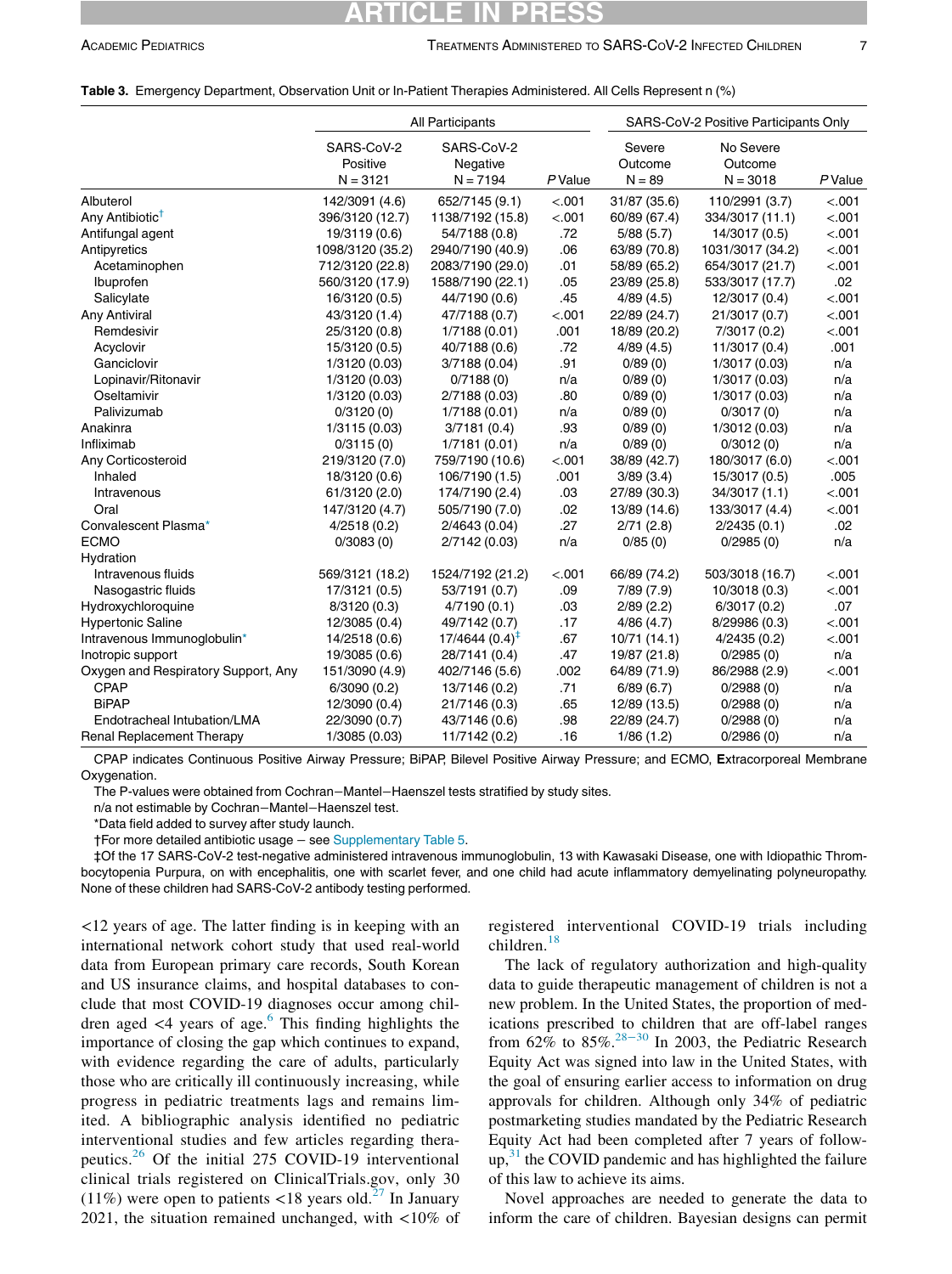**Table 3.** Emergency Department, Observation Unit or In-Patient Therapies Administered. All Cells Represent n (%)

| | All Participants | | | SARS-CoV-2 Positive Participants Only | | |
|---|---|---|---|---|---|---|
| | SARS-CoV-2 Positive N = 3121 | SARS-CoV-2 Negative N = 7194 | P Value | Severe Outcome N = 89 | No Severe Outcome N = 3018 | P Value |
| Albuterol | 142/3091 (4.6) | 652/7145 (9.1) | <.001 | 31/87 (35.6) | 110/2991 (3.7) | <.001 |
| Any Antibiotic[†] | 396/3120 (12.7) | 1138/7192 (15.8) | <.001 | 60/89 (67.4) | 334/3017 (11.1) | <.001 |
| Antifungal agent | 19/3119 (0.6) | 54/7188 (0.8) | .72 | 5/88 (5.7) | 14/3017 (0.5) | <.001 |
| Antipyretics | 1098/3120 (35.2) | 2940/7190 (40.9) | .06 | 63/89 (70.8) | 1031/3017 (34.2) | <.001 |
| Acetaminophen | 712/3120 (22.8) | 2083/7190 (29.0) | .01 | 58/89 (65.2) | 654/3017 (21.7) | <.001 |
| Ibuprofen | 560/3120 (17.9) | 1588/7190 (22.1) | .05 | 23/89 (25.8) | 533/3017 (17.7) | .02 |
| Salicylate | 16/3120 (0.5) | 44/7190 (0.6) | .45 | 4/89 (4.5) | 12/3017 (0.4) | <.001 |
| Any Antiviral | 43/3120 (1.4) | 47/7188 (0.7) | <.001 | 22/89 (24.7) | 21/3017 (0.7) | <.001 |
| Remdesivir | 25/3120 (0.8) | 1/7188 (0.01) | .001 | 18/89 (20.2) | 7/3017 (0.2) | <.001 |
| Acyclovir | 15/3120 (0.5) | 40/7188 (0.6) | .72 | 4/89 (4.5) | 11/3017 (0.4) | .001 |
| Ganciclovir | 1/3120 (0.03) | 3/7188 (0.04) | .91 | 0/89 (0) | 1/3017 (0.03) | n/a |
| Lopinavir/Ritonavir | 1/3120 (0.03) | 0/7188 (0) | n/a | 0/89 (0) | 1/3017 (0.03) | n/a |
| Oseltamivir | 1/3120 (0.03) | 2/7188 (0.03) | .80 | 0/89 (0) | 1/3017 (0.03) | n/a |
| Palivizumab | 0/3120 (0) | 1/7188 (0.01) | n/a | 0/89 (0) | 0/3017 (0) | n/a |
| Anakinra | 1/3115 (0.03) | 3/7181 (0.4) | .93 | 0/89 (0) | 1/3012 (0.03) | n/a |
| Infliximab | 0/3115 (0) | 1/7181 (0.01) | n/a | 0/89 (0) | 0/3012 (0) | n/a |
| Any Corticosteroid | 219/3120 (7.0) | 759/7190 (10.6) | <.001 | 38/89 (42.7) | 180/3017 (6.0) | <.001 |
| Inhaled | 18/3120 (0.6) | 106/7190 (1.5) | .001 | 3/89 (3.4) | 15/3017 (0.5) | .005 |
| Intravenous | 61/3120 (2.0) | 174/7190 (2.4) | .03 | 27/89 (30.3) | 34/3017 (1.1) | <.001 |
| Oral | 147/3120 (4.7) | 505/7190 (7.0) | .02 | 13/89 (14.6) | 133/3017 (4.4) | <.001 |
| Convalescent Plasma* | 4/2518 (0.2) | 2/4643 (0.04) | .27 | 2/71 (2.8) | 2/2435 (0.1) | .02 |
| ECMO | 0/3083 (0) | 2/7142 (0.03) | n/a | 0/85 (0) | 0/2985 (0) | n/a |
| Hydration | | | | | | |
| Intravenous fluids | 569/3121 (18.2) | 1524/7192 (21.2) | <.001 | 66/89 (74.2) | 503/3018 (16.7) | <.001 |
| Nasogastric fluids | 17/3121 (0.5) | 53/7191 (0.7) | .09 | 7/89 (7.9) | 10/3018 (0.3) | <.001 |
| Hydroxychloroquine | 8/3120 (0.3) | 4/7190 (0.1) | .03 | 2/89 (2.2) | 6/3017 (0.2) | .07 |
| Hypertonic Saline | 12/3085 (0.4) | 49/7142 (0.7) | .17 | 4/86 (4.7) | 8/29986 (0.3) | <.001 |
| Intravenous Immunoglobulin* | 14/2518 (0.6) | 17/4644 (0.4)[‡] | .67 | 10/71 (14.1) | 4/2435 (0.2) | <.001 |
| Inotropic support | 19/3085 (0.6) | 28/7141 (0.4) | .47 | 19/87 (21.8) | 0/2985 (0) | n/a |
| Oxygen and Respiratory Support, Any | 151/3090 (4.9) | 402/7146 (5.6) | .002 | 64/89 (71.9) | 86/2988 (2.9) | <.001 |
| CPAP | 6/3090 (0.2) | 13/7146 (0.2) | .71 | 6/89 (6.7) | 0/2988 (0) | n/a |
| BiPAP | 12/3090 (0.4) | 21/7146 (0.3) | .65 | 12/89 (13.5) | 0/2988 (0) | n/a |
| Endotracheal Intubation/LMA | 22/3090 (0.7) | 43/7146 (0.6) | .98 | 22/89 (24.7) | 0/2988 (0) | n/a |
| Renal Replacement Therapy | 1/3085 (0.03) | 11/7142 (0.2) | .16 | 1/86 (1.2) | 0/2986 (0) | n/a |

CPAP indicates Continuous Positive Airway Pressure; BiPAP, Bilevel Positive Airway Pressure; and ECMO, **E**xtracorporeal Membrane Oxygenation.

The P-values were obtained from Cochran−Mantel−Haenszel tests stratified by study sites.

n/a not estimable by Cochran−Mantel−Haenszel test.

*Data field added to survey after study launch.

†For more detailed antibiotic usage – see Supplementary Table 5.

‡Of the 17 SARS-CoV-2 test-negative administered intravenous immunoglobulin, 13 with Kawasaki Disease, one with Idiopathic Thrombocytopenia Purpura, on with encephalitis, one with scarlet fever, and one child had acute inflammatory demyelinating polyneuropathy. None of these children had SARS-CoV-2 antibody testing performed.

<12 years of age. The latter finding is in keeping with an international network cohort study that used real-world data from European primary care records, South Korean and US insurance claims, and hospital databases to conclude that most COVID-19 diagnoses occur among children aged <4 years of age.[6] This finding highlights the importance of closing the gap which continues to expand, with evidence regarding the care of adults, particularly those who are critically ill continuously increasing, while progress in pediatric treatments lags and remains limited. A bibliographic analysis identified no pediatric interventional studies and few articles regarding therapeutics.[26] Of the initial 275 COVID-19 interventional clinical trials registered on ClinicalTrials.gov, only 30 (11%) were open to patients <18 years old.[27] In January 2021, the situation remained unchanged, with <10% of registered interventional COVID-19 trials including children.[18]

The lack of regulatory authorization and high-quality data to guide therapeutic management of children is not a new problem. In the United States, the proportion of medications prescribed to children that are off-label ranges from 62% to 85%.[28−30] In 2003, the Pediatric Research Equity Act was signed into law in the United States, with the goal of ensuring earlier access to information on drug approvals for children. Although only 34% of pediatric postmarketing studies mandated by the Pediatric Research Equity Act had been completed after 7 years of follow-up,[31] the COVID pandemic and has highlighted the failure of this law to achieve its aims.

Novel approaches are needed to generate the data to inform the care of children. Bayesian designs can permit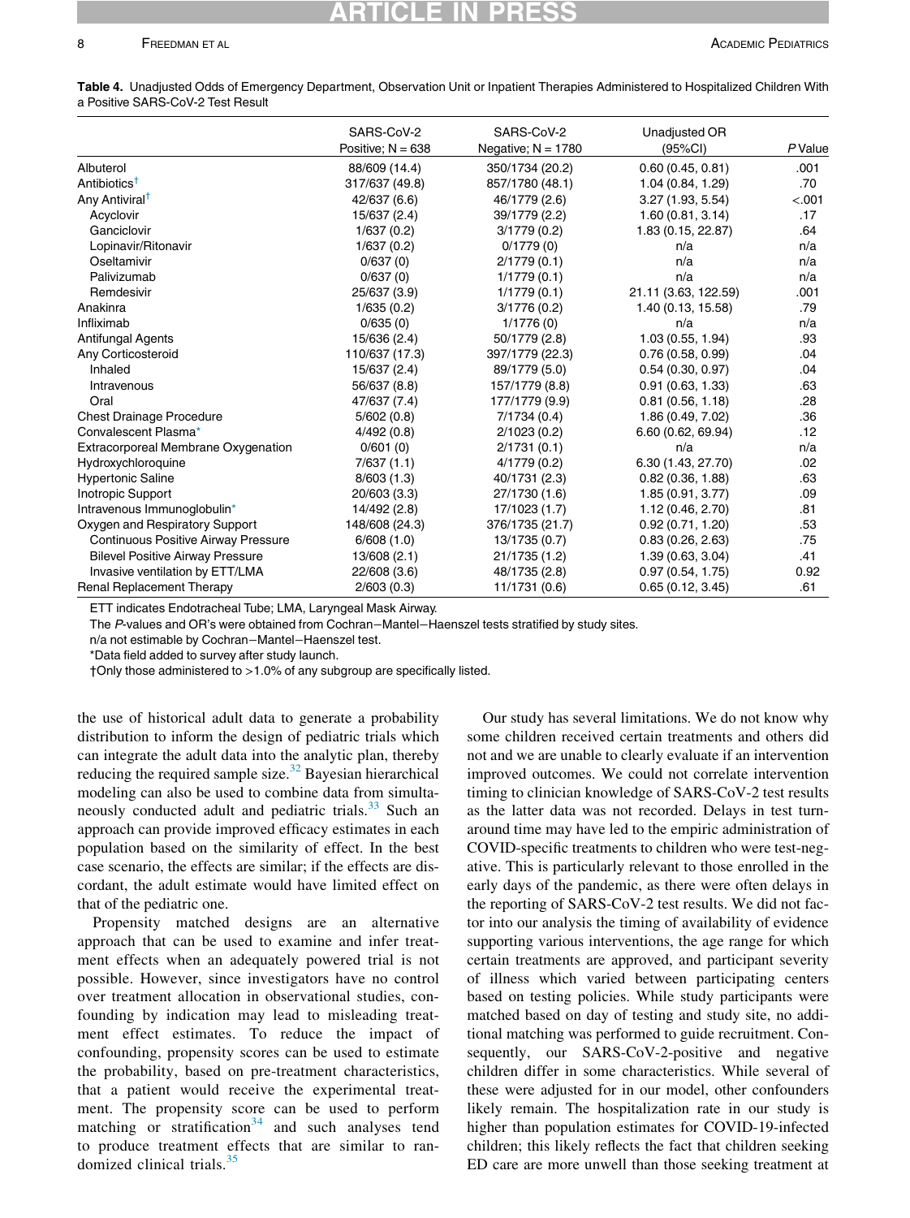**Table 4.** Unadjusted Odds of Emergency Department, Observation Unit or Inpatient Therapies Administered to Hospitalized Children With a Positive SARS-CoV-2 Test Result

| | SARS-CoV-2 Positive; N = 638 | SARS-CoV-2 Negative; N = 1780 | Unadjusted OR (95%CI) | P Value |
|---|---|---|---|---|
| Albuterol | 88/609 (14.4) | 350/1734 (20.2) | 0.60 (0.45, 0.81) | .001 |
| Antibiotics† | 317/637 (49.8) | 857/1780 (48.1) | 1.04 (0.84, 1.29) | .70 |
| Any Antiviral† | 42/637 (6.6) | 46/1779 (2.6) | 3.27 (1.93, 5.54) | <.001 |
| Acyclovir | 15/637 (2.4) | 39/1779 (2.2) | 1.60 (0.81, 3.14) | .17 |
| Ganciclovir | 1/637 (0.2) | 3/1779 (0.2) | 1.83 (0.15, 22.87) | .64 |
| Lopinavir/Ritonavir | 1/637 (0.2) | 0/1779 (0) | n/a | n/a |
| Oseltamivir | 0/637 (0) | 2/1779 (0.1) | n/a | n/a |
| Palivizumab | 0/637 (0) | 1/1779 (0.1) | n/a | n/a |
| Remdesivir | 25/637 (3.9) | 1/1779 (0.1) | 21.11 (3.63, 122.59) | .001 |
| Anakinra | 1/635 (0.2) | 3/1776 (0.2) | 1.40 (0.13, 15.58) | .79 |
| Infliximab | 0/635 (0) | 1/1776 (0) | n/a | n/a |
| Antifungal Agents | 15/636 (2.4) | 50/1779 (2.8) | 1.03 (0.55, 1.94) | .93 |
| Any Corticosteroid | 110/637 (17.3) | 397/1779 (22.3) | 0.76 (0.58, 0.99) | .04 |
| Inhaled | 15/637 (2.4) | 89/1779 (5.0) | 0.54 (0.30, 0.97) | .04 |
| Intravenous | 56/637 (8.8) | 157/1779 (8.8) | 0.91 (0.63, 1.33) | .63 |
| Oral | 47/637 (7.4) | 177/1779 (9.9) | 0.81 (0.56, 1.18) | .28 |
| Chest Drainage Procedure | 5/602 (0.8) | 7/1734 (0.4) | 1.86 (0.49, 7.02) | .36 |
| Convalescent Plasma* | 4/492 (0.8) | 2/1023 (0.2) | 6.60 (0.62, 69.94) | .12 |
| Extracorporeal Membrane Oxygenation | 0/601 (0) | 2/1731 (0.1) | n/a | n/a |
| Hydroxychloroquine | 7/637 (1.1) | 4/1779 (0.2) | 6.30 (1.43, 27.70) | .02 |
| Hypertonic Saline | 8/603 (1.3) | 40/1731 (2.3) | 0.82 (0.36, 1.88) | .63 |
| Inotropic Support | 20/603 (3.3) | 27/1730 (1.6) | 1.85 (0.91, 3.77) | .09 |
| Intravenous Immunoglobulin* | 14/492 (2.8) | 17/1023 (1.7) | 1.12 (0.46, 2.70) | .81 |
| Oxygen and Respiratory Support | 148/608 (24.3) | 376/1735 (21.7) | 0.92 (0.71, 1.20) | .53 |
| Continuous Positive Airway Pressure | 6/608 (1.0) | 13/1735 (0.7) | 0.83 (0.26, 2.63) | .75 |
| Bilevel Positive Airway Pressure | 13/608 (2.1) | 21/1735 (1.2) | 1.39 (0.63, 3.04) | .41 |
| Invasive ventilation by ETT/LMA | 22/608 (3.6) | 48/1735 (2.8) | 0.97 (0.54, 1.75) | 0.92 |
| Renal Replacement Therapy | 2/603 (0.3) | 11/1731 (0.6) | 0.65 (0.12, 3.45) | .61 |

ETT indicates Endotracheal Tube; LMA, Laryngeal Mask Airway.

The *P*-values and OR's were obtained from Cochran−Mantel−Haenszel tests stratified by study sites.

n/a not estimable by Cochran−Mantel−Haenszel test.

*Data field added to survey after study launch.

†Only those administered to >1.0% of any subgroup are specifically listed.

the use of historical adult data to generate a probability distribution to inform the design of pediatric trials which can integrate the adult data into the analytic plan, thereby reducing the required sample size.[32] Bayesian hierarchical modeling can also be used to combine data from simultaneously conducted adult and pediatric trials.[33] Such an approach can provide improved efficacy estimates in each population based on the similarity of effect. In the best case scenario, the effects are similar; if the effects are discordant, the adult estimate would have limited effect on that of the pediatric one.

Propensity matched designs are an alternative approach that can be used to examine and infer treatment effects when an adequately powered trial is not possible. However, since investigators have no control over treatment allocation in observational studies, confounding by indication may lead to misleading treatment effect estimates. To reduce the impact of confounding, propensity scores can be used to estimate the probability, based on pre-treatment characteristics, that a patient would receive the experimental treatment. The propensity score can be used to perform matching or stratification[34] and such analyses tend to produce treatment effects that are similar to randomized clinical trials.[35]

Our study has several limitations. We do not know why some children received certain treatments and others did not and we are unable to clearly evaluate if an intervention improved outcomes. We could not correlate intervention timing to clinician knowledge of SARS-CoV-2 test results as the latter data was not recorded. Delays in test turnaround time may have led to the empiric administration of COVID-specific treatments to children who were test-negative. This is particularly relevant to those enrolled in the early days of the pandemic, as there were often delays in the reporting of SARS-CoV-2 test results. We did not factor into our analysis the timing of availability of evidence supporting various interventions, the age range for which certain treatments are approved, and participant severity of illness which varied between participating centers based on testing policies. While study participants were matched based on day of testing and study site, no additional matching was performed to guide recruitment. Consequently, our SARS-CoV-2-positive and negative children differ in some characteristics. While several of these were adjusted for in our model, other confounders likely remain. The hospitalization rate in our study is higher than population estimates for COVID-19-infected children; this likely reflects the fact that children seeking ED care are more unwell than those seeking treatment at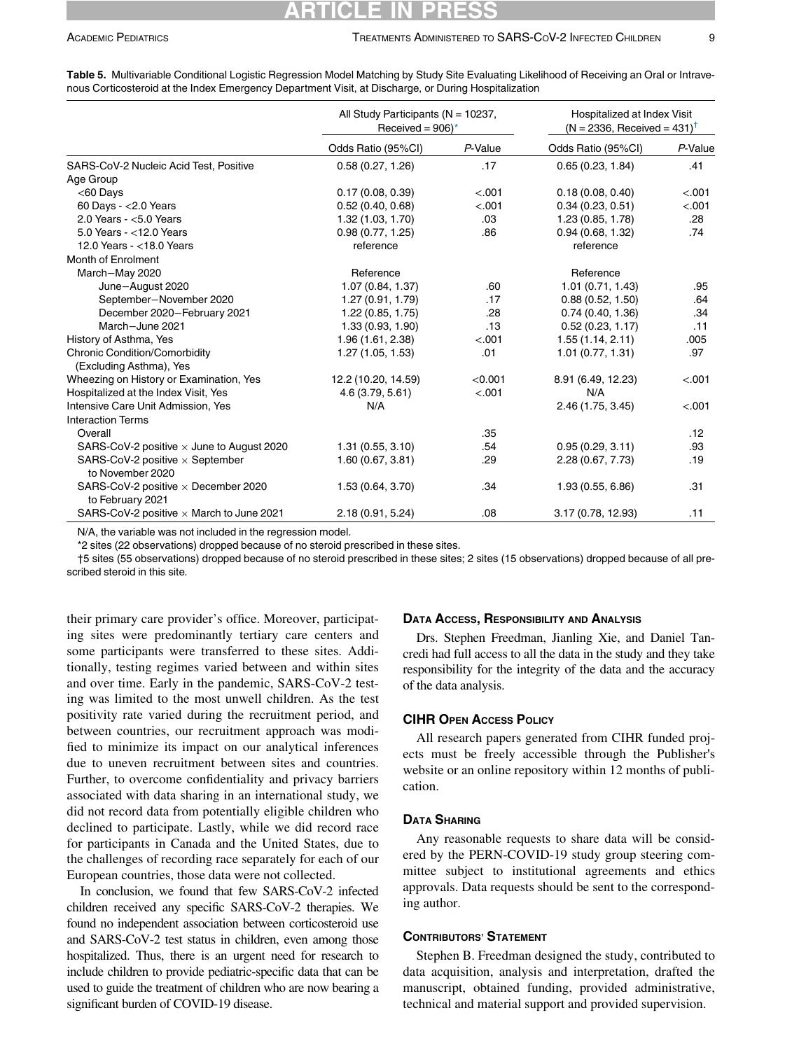**Table 5.** Multivariable Conditional Logistic Regression Model Matching by Study Site Evaluating Likelihood of Receiving an Oral or Intravenous Corticosteroid at the Index Emergency Department Visit, at Discharge, or During Hospitalization

| | All Study Participants (N = 10237, Received = 906)* | | Hospitalized at Index Visit (N = 2336, Received = 431)† | |
|---|---|---|---|---|
| | Odds Ratio (95%CI) | *P*-Value | Odds Ratio (95%CI) | *P*-Value |
| SARS-CoV-2 Nucleic Acid Test, Positive | 0.58 (0.27, 1.26) | .17 | 0.65 (0.23, 1.84) | .41 |
| Age Group | | | | |
| <60 Days | 0.17 (0.08, 0.39) | <.001 | 0.18 (0.08, 0.40) | <.001 |
| 60 Days - <2.0 Years | 0.52 (0.40, 0.68) | <.001 | 0.34 (0.23, 0.51) | <.001 |
| 2.0 Years - <5.0 Years | 1.32 (1.03, 1.70) | .03 | 1.23 (0.85, 1.78) | .28 |
| 5.0 Years - <12.0 Years | 0.98 (0.77, 1.25) | .86 | 0.94 (0.68, 1.32) | .74 |
| 12.0 Years - <18.0 Years | reference | | reference | |
| Month of Enrolment | | | | |
| March−May 2020 | Reference | | Reference | |
| June−August 2020 | 1.07 (0.84, 1.37) | .60 | 1.01 (0.71, 1.43) | .95 |
| September−November 2020 | 1.27 (0.91, 1.79) | .17 | 0.88 (0.52, 1.50) | .64 |
| December 2020−February 2021 | 1.22 (0.85, 1.75) | .28 | 0.74 (0.40, 1.36) | .34 |
| March−June 2021 | 1.33 (0.93, 1.90) | .13 | 0.52 (0.23, 1.17) | .11 |
| History of Asthma, Yes | 1.96 (1.61, 2.38) | <.001 | 1.55 (1.14, 2.11) | .005 |
| Chronic Condition/Comorbidity (Excluding Asthma), Yes | 1.27 (1.05, 1.53) | .01 | 1.01 (0.77, 1.31) | .97 |
| Wheezing on History or Examination, Yes | 12.2 (10.20, 14.59) | <0.001 | 8.91 (6.49, 12.23) | <.001 |
| Hospitalized at the Index Visit, Yes | 4.6 (3.79, 5.61) | <.001 | N/A | |
| Intensive Care Unit Admission, Yes | N/A | | 2.46 (1.75, 3.45) | <.001 |
| Interaction Terms | | | | |
| Overall | | .35 | | .12 |
| SARS-CoV-2 positive × June to August 2020 | 1.31 (0.55, 3.10) | .54 | 0.95 (0.29, 3.11) | .93 |
| SARS-CoV-2 positive × September to November 2020 | 1.60 (0.67, 3.81) | .29 | 2.28 (0.67, 7.73) | .19 |
| SARS-CoV-2 positive × December 2020 to February 2021 | 1.53 (0.64, 3.70) | .34 | 1.93 (0.55, 6.86) | .31 |
| SARS-CoV-2 positive × March to June 2021 | 2.18 (0.91, 5.24) | .08 | 3.17 (0.78, 12.93) | .11 |

N/A, the variable was not included in the regression model.

*2 sites (22 observations) dropped because of no steroid prescribed in these sites.

†5 sites (55 observations) dropped because of no steroid prescribed in these sites; 2 sites (15 observations) dropped because of all prescribed steroid in this site.

their primary care provider's office. Moreover, participating sites were predominantly tertiary care centers and some participants were transferred to these sites. Additionally, testing regimes varied between and within sites and over time. Early in the pandemic, SARS-CoV-2 testing was limited to the most unwell children. As the test positivity rate varied during the recruitment period, and between countries, our recruitment approach was modified to minimize its impact on our analytical inferences due to uneven recruitment between sites and countries. Further, to overcome confidentiality and privacy barriers associated with data sharing in an international study, we did not record data from potentially eligible children who declined to participate. Lastly, while we did record race for participants in Canada and the United States, due to the challenges of recording race separately for each of our European countries, those data were not collected.

In conclusion, we found that few SARS-CoV-2 infected children received any specific SARS-CoV-2 therapies. We found no independent association between corticosteroid use and SARS-CoV-2 test status in children, even among those hospitalized. Thus, there is an urgent need for research to include children to provide pediatric-specific data that can be used to guide the treatment of children who are now bearing a significant burden of COVID-19 disease.

## Data Access, Responsibility and Analysis

Drs. Stephen Freedman, Jianling Xie, and Daniel Tancredi had full access to all the data in the study and they take responsibility for the integrity of the data and the accuracy of the data analysis.

## CIHR Open Access Policy

All research papers generated from CIHR funded projects must be freely accessible through the Publisher's website or an online repository within 12 months of publication.

## Data Sharing

Any reasonable requests to share data will be considered by the PERN-COVID-19 study group steering committee subject to institutional agreements and ethics approvals. Data requests should be sent to the corresponding author.

## Contributors' Statement

Stephen B. Freedman designed the study, contributed to data acquisition, analysis and interpretation, drafted the manuscript, obtained funding, provided administrative, technical and material support and provided supervision.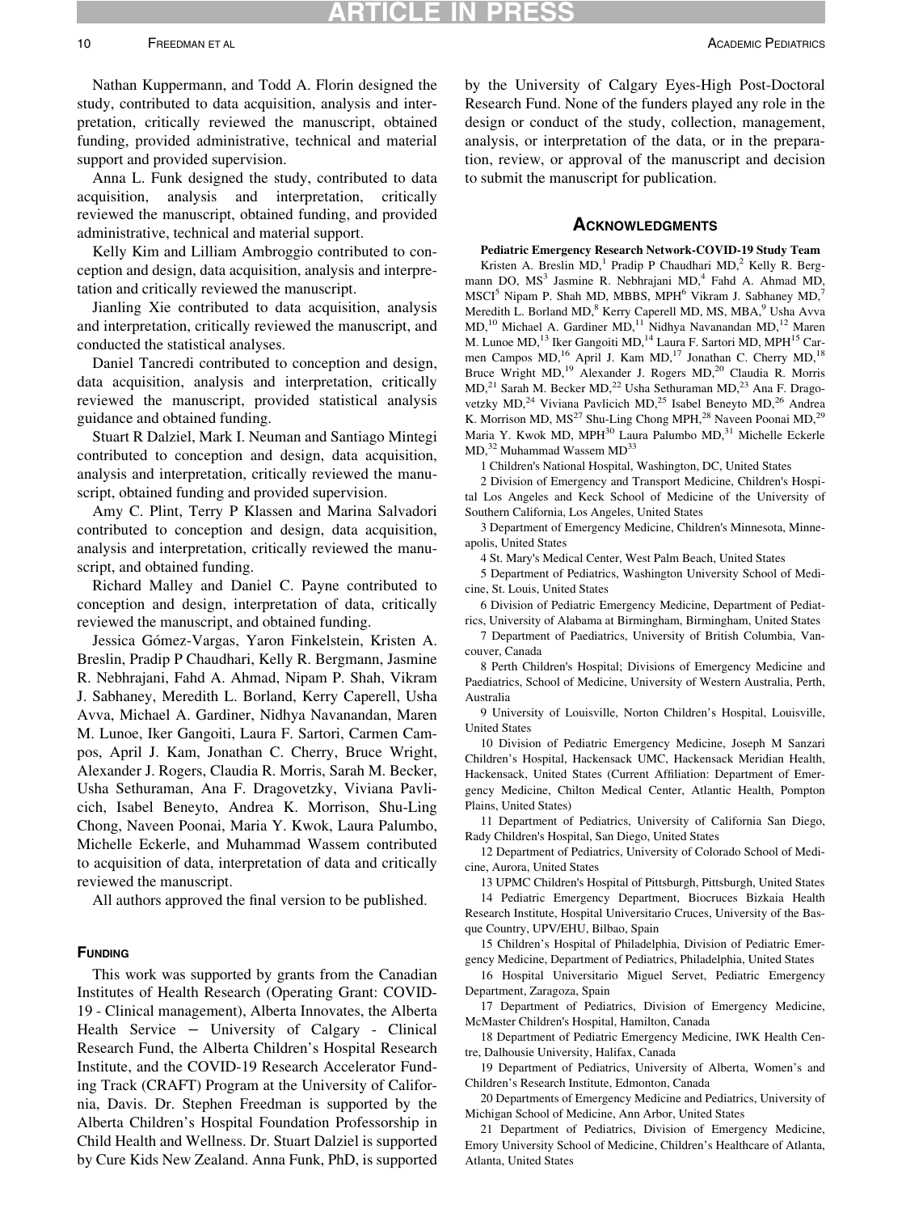Nathan Kuppermann, and Todd A. Florin designed the study, contributed to data acquisition, analysis and interpretation, critically reviewed the manuscript, obtained funding, provided administrative, technical and material support and provided supervision.

Anna L. Funk designed the study, contributed to data acquisition, analysis and interpretation, critically reviewed the manuscript, obtained funding, and provided administrative, technical and material support.

Kelly Kim and Lilliam Ambroggio contributed to conception and design, data acquisition, analysis and interpretation and critically reviewed the manuscript.

Jianling Xie contributed to data acquisition, analysis and interpretation, critically reviewed the manuscript, and conducted the statistical analyses.

Daniel Tancredi contributed to conception and design, data acquisition, analysis and interpretation, critically reviewed the manuscript, provided statistical analysis guidance and obtained funding.

Stuart R Dalziel, Mark I. Neuman and Santiago Mintegi contributed to conception and design, data acquisition, analysis and interpretation, critically reviewed the manuscript, obtained funding and provided supervision.

Amy C. Plint, Terry P Klassen and Marina Salvadori contributed to conception and design, data acquisition, analysis and interpretation, critically reviewed the manuscript, and obtained funding.

Richard Malley and Daniel C. Payne contributed to conception and design, interpretation of data, critically reviewed the manuscript, and obtained funding.

Jessica Gómez-Vargas, Yaron Finkelstein, Kristen A. Breslin, Pradip P Chaudhari, Kelly R. Bergmann, Jasmine R. Nebhrajani, Fahd A. Ahmad, Nipam P. Shah, Vikram J. Sabhaney, Meredith L. Borland, Kerry Caperell, Usha Avva, Michael A. Gardiner, Nidhya Navanandan, Maren M. Lunoe, Iker Gangoiti, Laura F. Sartori, Carmen Campos, April J. Kam, Jonathan C. Cherry, Bruce Wright, Alexander J. Rogers, Claudia R. Morris, Sarah M. Becker, Usha Sethuraman, Ana F. Dragovetzky, Viviana Pavlicich, Isabel Beneyto, Andrea K. Morrison, Shu-Ling Chong, Naveen Poonai, Maria Y. Kwok, Laura Palumbo, Michelle Eckerle, and Muhammad Wassem contributed to acquisition of data, interpretation of data and critically reviewed the manuscript.

All authors approved the final version to be published.

## Funding

This work was supported by grants from the Canadian Institutes of Health Research (Operating Grant: COVID-19 - Clinical management), Alberta Innovates, the Alberta Health Service – University of Calgary - Clinical Research Fund, the Alberta Children's Hospital Research Institute, and the COVID-19 Research Accelerator Funding Track (CRAFT) Program at the University of California, Davis. Dr. Stephen Freedman is supported by the Alberta Children's Hospital Foundation Professorship in Child Health and Wellness. Dr. Stuart Dalziel is supported by Cure Kids New Zealand. Anna Funk, PhD, is supported by the University of Calgary Eyes-High Post-Doctoral Research Fund. None of the funders played any role in the design or conduct of the study, collection, management, analysis, or interpretation of the data, or in the preparation, review, or approval of the manuscript and decision to submit the manuscript for publication.

## Acknowledgments

**Pediatric Emergency Research Network-COVID-19 Study Team**

Kristen A. Breslin MD,[1] Pradip P Chaudhari MD,[2] Kelly R. Bergmann DO, MS[3] Jasmine R. Nebhrajani MD,[4] Fahd A. Ahmad MD, MSCI[5] Nipam P. Shah MD, MBBS, MPH[6] Vikram J. Sabhaney MD,[7] Meredith L. Borland MD,[8] Kerry Caperell MD, MS, MBA,[9] Usha Avva MD,[10] Michael A. Gardiner MD,[11] Nidhya Navanandan MD,[12] Maren M. Lunoe MD,[13] Iker Gangoiti MD,[14] Laura F. Sartori MD, MPH[15] Carmen Campos MD,[16] April J. Kam MD,[17] Jonathan C. Cherry MD,[18] Bruce Wright MD,[19] Alexander J. Rogers MD,[20] Claudia R. Morris MD,[21] Sarah M. Becker MD,[22] Usha Sethuraman MD,[23] Ana F. Dragovetzky MD,[24] Viviana Pavlicich MD,[25] Isabel Beneyto MD,[26] Andrea K. Morrison MD, MS[27] Shu-Ling Chong MPH,[28] Naveen Poonai MD,[29] Maria Y. Kwok MD, MPH[30] Laura Palumbo MD,[31] Michelle Eckerle MD,[32] Muhammad Wassem MD[33]

1 Children's National Hospital, Washington, DC, United States

2 Division of Emergency and Transport Medicine, Children's Hospital Los Angeles and Keck School of Medicine of the University of Southern California, Los Angeles, United States

3 Department of Emergency Medicine, Children's Minnesota, Minneapolis, United States

4 St. Mary's Medical Center, West Palm Beach, United States

5 Department of Pediatrics, Washington University School of Medicine, St. Louis, United States

6 Division of Pediatric Emergency Medicine, Department of Pediatrics, University of Alabama at Birmingham, Birmingham, United States

7 Department of Paediatrics, University of British Columbia, Vancouver, Canada

8 Perth Children's Hospital; Divisions of Emergency Medicine and Paediatrics, School of Medicine, University of Western Australia, Perth, Australia

9 University of Louisville, Norton Children's Hospital, Louisville, United States

10 Division of Pediatric Emergency Medicine, Joseph M Sanzari Children's Hospital, Hackensack UMC, Hackensack Meridian Health, Hackensack, United States (Current Affiliation: Department of Emergency Medicine, Chilton Medical Center, Atlantic Health, Pompton Plains, United States)

11 Department of Pediatrics, University of California San Diego, Rady Children's Hospital, San Diego, United States

12 Department of Pediatrics, University of Colorado School of Medicine, Aurora, United States

13 UPMC Children's Hospital of Pittsburgh, Pittsburgh, United States

14 Pediatric Emergency Department, Biocruces Bizkaia Health Research Institute, Hospital Universitario Cruces, University of the Basque Country, UPV/EHU, Bilbao, Spain

15 Children's Hospital of Philadelphia, Division of Pediatric Emergency Medicine, Department of Pediatrics, Philadelphia, United States

16 Hospital Universitario Miguel Servet, Pediatric Emergency Department, Zaragoza, Spain

17 Department of Pediatrics, Division of Emergency Medicine, McMaster Children's Hospital, Hamilton, Canada

18 Department of Pediatric Emergency Medicine, IWK Health Centre, Dalhousie University, Halifax, Canada

19 Department of Pediatrics, University of Alberta, Women's and Children's Research Institute, Edmonton, Canada

20 Departments of Emergency Medicine and Pediatrics, University of Michigan School of Medicine, Ann Arbor, United States

21 Department of Pediatrics, Division of Emergency Medicine, Emory University School of Medicine, Children's Healthcare of Atlanta, Atlanta, United States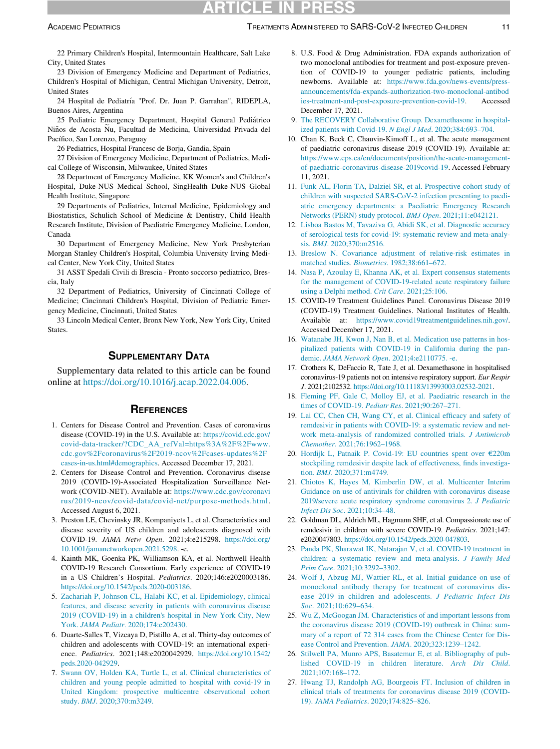22 Primary Children's Hospital, Intermountain Healthcare, Salt Lake City, United States

23 Division of Emergency Medicine and Department of Pediatrics, Children's Hospital of Michigan, Central Michigan University, Detroit, United States

24 Hospital de Pediatría "Prof. Dr. Juan P. Garrahan", RIDEPLA, Buenos Aires, Argentina

25 Pediatric Emergency Department, Hospital General Pediátrico Niños de Acosta Ñu, Facultad de Medicina, Universidad Privada del Pacífico, San Lorenzo, Paraguay

26 Pediatrics, Hospital Francesc de Borja, Gandia, Spain

27 Division of Emergency Medicine, Department of Pediatrics, Medical College of Wisconsin, Milwaukee, United States

28 Department of Emergency Medicine, KK Women's and Children's Hospital, Duke-NUS Medical School, SingHealth Duke-NUS Global Health Institute, Singapore

29 Departments of Pediatrics, Internal Medicine, Epidemiology and Biostatistics, Schulich School of Medicine & Dentistry, Child Health Research Institute, Division of Paediatric Emergency Medicine, London, Canada

30 Department of Emergency Medicine, New York Presbyterian Morgan Stanley Children's Hospital, Columbia University Irving Medical Center, New York City, United States

31 ASST Spedali Civili di Brescia - Pronto soccorso pediatrico, Brescia, Italy

32 Department of Pediatrics, University of Cincinnati College of Medicine; Cincinnati Children's Hospital, Division of Pediatric Emergency Medicine, Cincinnati, United States

33 Lincoln Medical Center, Bronx New York, New York City, United States.

## Supplementary Data

Supplementary data related to this article can be found online at https://doi.org/10.1016/j.acap.2022.04.006.

## References

1. Centers for Disease Control and Prevention. Cases of coronavirus disease (COVID-19) in the U.S. Available at: https://covid.cdc.gov/covid-data-tracker/?CDC_AA_refVal=https%3A%2F%2Fwww.cdc.gov%2Fcoronavirus%2F2019-ncov%2Fcases-updates%2Fcases-in-us.html#demographics. Accessed December 17, 2021.
2. Centers for Disease Control and Prevention. Coronavirus disease 2019 (COVID-19)-Associated Hospitalization Surveillance Network (COVID-NET). Available at: https://www.cdc.gov/coronavirus/2019-ncov/covid-data/covid-net/purpose-methods.html. Accessed August 6, 2021.
3. Preston LE, Chevinsky JR, Kompaniyets L, et al. Characteristics and disease severity of US children and adolescents diagnosed with COVID-19. *JAMA Netw Open*. 2021;4:e215298. https://doi.org/10.1001/jamanetworkopen.2021.5298. -e.
4. Kainth MK, Goenka PK, Williamson KA, et al. Northwell Health COVID-19 Research Consortium. Early experience of COVID-19 in a US Children's Hospital. *Pediatrics*. 2020;146:e2020003186. https://doi.org/10.1542/peds.2020-003186.
5. Zachariah P, Johnson CL, Halabi KC, et al. Epidemiology, clinical features, and disease severity in patients with coronavirus disease 2019 (COVID-19) in a children's hospital in New York City, New York. *JAMA Pediatr*. 2020;174:e202430.
6. Duarte-Salles T, Vizcaya D, Pistillo A, et al. Thirty-day outcomes of children and adolescents with COVID-19: an international experience. *Pediatrics*. 2021;148:e2020042929. https://doi.org/10.1542/peds.2020-042929.
7. Swann OV, Holden KA, Turtle L, et al. Clinical characteristics of children and young people admitted to hospital with covid-19 in United Kingdom: prospective multicentre observational cohort study. *BMJ*. 2020;370:m3249.
8. U.S. Food & Drug Administration. FDA expands authorization of two monoclonal antibodies for treatment and post-exposure prevention of COVID-19 to younger pediatric patients, including newborns. Available at: https://www.fda.gov/news-events/press-announcements/fda-expands-authorization-two-monoclonal-antibodies-treatment-and-post-exposure-prevention-covid-19. Accessed December 17, 2021.
9. The RECOVERY Collaborative Group. Dexamethasone in hospitalized patients with Covid-19. *N Engl J Med*. 2020;384:693–704.
10. Chan K, Beck C, Chauvin-Kimoff L, et al. The acute management of paediatric coronavirus disease 2019 (COVID-19). Available at: https://www.cps.ca/en/documents/position/the-acute-management-of-paediatric-coronavirus-disease-2019covid-19. Accessed February 11, 2021.
11. Funk AL, Florin TA, Dalziel SR, et al. Prospective cohort study of children with suspected SARS-CoV-2 infection presenting to paediatric emergency departments: a Paediatric Emergency Research Networks (PERN) study protocol. *BMJ Open*. 2021;11:e042121.
12. Lisboa Bastos M, Tavaziva G, Abidi SK, et al. Diagnostic accuracy of serological tests for covid-19: systematic review and meta-analysis. *BMJ*. 2020;370:m2516.
13. Breslow N. Covariance adjustment of relative-risk estimates in matched studies. *Biometrics*. 1982;38:661–672.
14. Nasa P, Azoulay E, Khanna AK, et al. Expert consensus statements for the management of COVID-19-related acute respiratory failure using a Delphi method. *Crit Care*. 2021;25:106.
15. COVID-19 Treatment Guidelines Panel. Coronavirus Disease 2019 (COVID-19) Treatment Guidelines. National Institutes of Health. Available at: https://www.covid19treatmentguidelines.nih.gov/. Accessed December 17, 2021.
16. Watanabe JH, Kwon J, Nan B, et al. Medication use patterns in hospitalized patients with COVID-19 in California during the pandemic. *JAMA Network Open*. 2021;4:e2110775. -e.
17. Crothers K, DeFaccio R, Tate J, et al. Dexamethasone in hospitalised coronavirus-19 patients not on intensive respiratory support. *Eur Respir J*. 2021;2102532. https://doi.org/10.11183/13993003.02532-2021.
18. Fleming PF, Gale C, Molloy EJ, et al. Paediatric research in the times of COVID-19. *Pediatr Res*. 2021;90:267–271.
19. Lai CC, Chen CH, Wang CY, et al. Clinical efficacy and safety of remdesivir in patients with COVID-19: a systematic review and network meta-analysis of randomized controlled trials. *J Antimicrob Chemother*. 2021;76:1962–1968.
20. Hordijk L, Patnaik P. Covid-19: EU countries spent over €220m stockpiling remdesivir despite lack of effectiveness, finds investigation. *BMJ*. 2020;371:m4749.
21. Chiotos K, Hayes M, Kimberlin DW, et al. Multicenter Interim Guidance on use of antivirals for children with coronavirus disease 2019/severe acute respiratory syndrome coronavirus 2. *J Pediatric Infect Dis Soc*. 2021;10:34–48.
22. Goldman DL, Aldrich ML, Hagmann SHF, et al. Compassionate use of remdesivir in children with severe COVID-19. *Pediatrics*. 2021;147:e2020047803. https://doi.org/10.1542/peds.2020-047803.
23. Panda PK, Sharawat IK, Natarajan V, et al. COVID-19 treatment in children: a systematic review and meta-analysis. *J Family Med Prim Care*. 2021;10:3292–3302.
24. Wolf J, Abzug MJ, Wattier RL, et al. Initial guidance on use of monoclonal antibody therapy for treatment of coronavirus disease 2019 in children and adolescents. *J Pediatric Infect Dis Soc*. 2021;10:629–634.
25. Wu Z, McGoogan JM. Characteristics of and important lessons from the coronavirus disease 2019 (COVID-19) outbreak in China: summary of a report of 72 314 cases from the Chinese Center for Disease Control and Prevention. *JAMA*. 2020;323:1239–1242.
26. Stilwell PA, Munro APS, Basatemur E, et al. Bibliography of published COVID-19 in children literature. *Arch Dis Child*. 2021;107:168–172.
27. Hwang TJ, Randolph AG, Bourgeois FT. Inclusion of children in clinical trials of treatments for coronavirus disease 2019 (COVID-19). *JAMA Pediatrics*. 2020;174:825–826.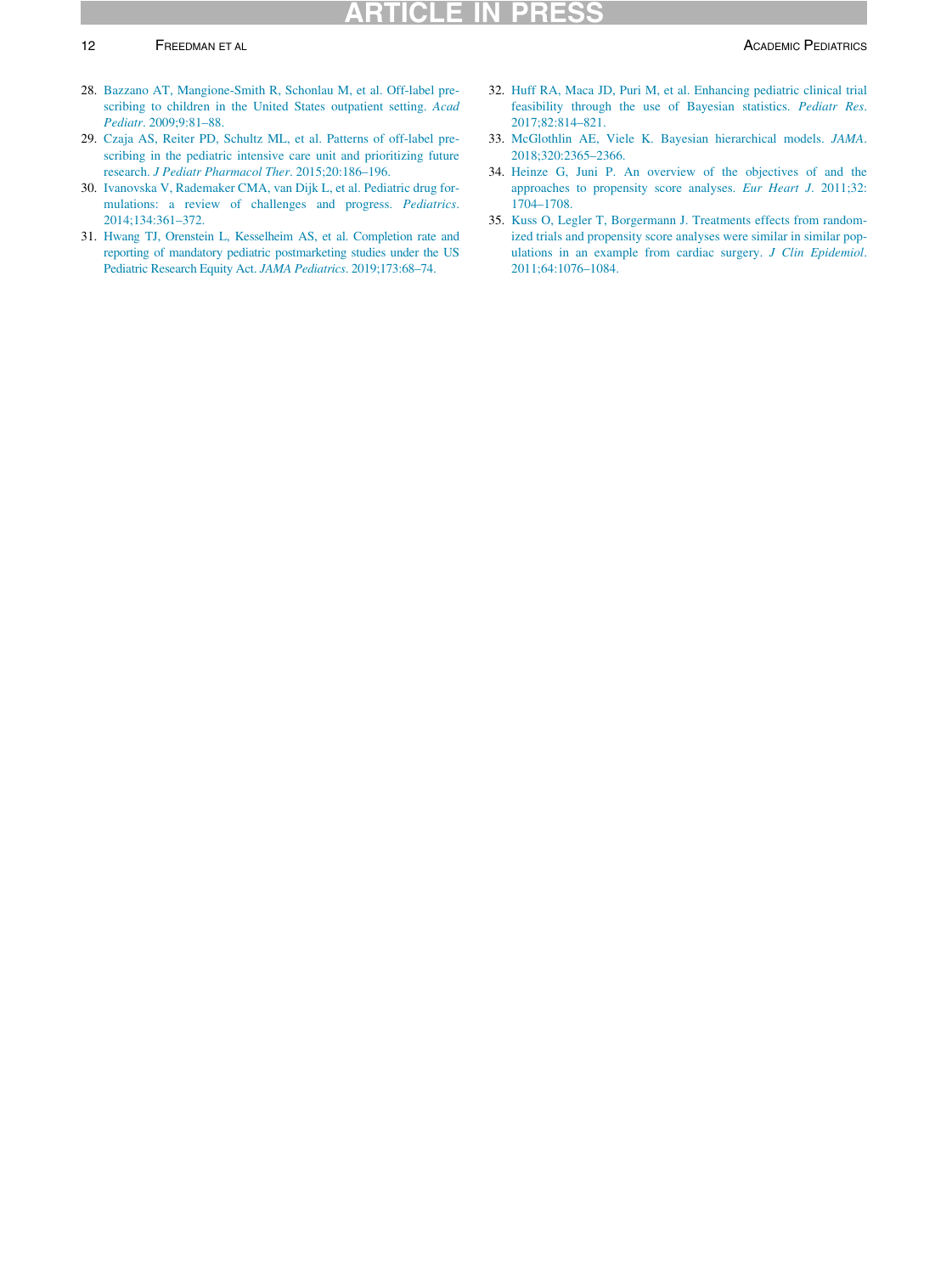28. Bazzano AT, Mangione-Smith R, Schonlau M, et al. Off-label prescribing to children in the United States outpatient setting. *Acad Pediatr*. 2009;9:81–88.
29. Czaja AS, Reiter PD, Schultz ML, et al. Patterns of off-label prescribing in the pediatric intensive care unit and prioritizing future research. *J Pediatr Pharmacol Ther*. 2015;20:186–196.
30. Ivanovska V, Rademaker CMA, van Dijk L, et al. Pediatric drug formulations: a review of challenges and progress. *Pediatrics*. 2014;134:361–372.
31. Hwang TJ, Orenstein L, Kesselheim AS, et al. Completion rate and reporting of mandatory pediatric postmarketing studies under the US Pediatric Research Equity Act. *JAMA Pediatrics*. 2019;173:68–74.
32. Huff RA, Maca JD, Puri M, et al. Enhancing pediatric clinical trial feasibility through the use of Bayesian statistics. *Pediatr Res*. 2017;82:814–821.
33. McGlothlin AE, Viele K. Bayesian hierarchical models. *JAMA*. 2018;320:2365–2366.
34. Heinze G, Juni P. An overview of the objectives of and the approaches to propensity score analyses. *Eur Heart J*. 2011;32:1704–1708.
35. Kuss O, Legler T, Borgermann J. Treatments effects from randomized trials and propensity score analyses were similar in similar populations in an example from cardiac surgery. *J Clin Epidemiol*. 2011;64:1076–1084.